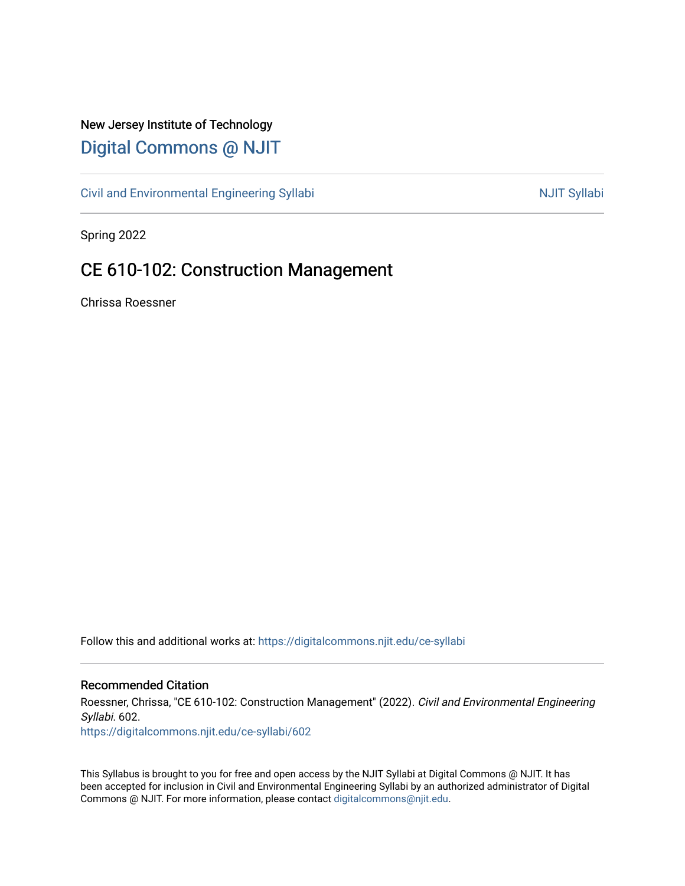New Jersey Institute of Technology

# Digital Commons @ NJIT

Civil and Environmental Engineering Syllabi | NJIT Syllabi

Spring 2022

## CE 610-102: Construction Management

Chrissa Roessner

Follow this and additional works at: https://digitalcommons.njit.edu/ce-syllabi

### Recommended Citation

Roessner, Chrissa, "CE 610-102: Construction Management" (2022). *Civil and Environmental Engineering Syllabi*. 602.
https://digitalcommons.njit.edu/ce-syllabi/602

This Syllabus is brought to you for free and open access by the NJIT Syllabi at Digital Commons @ NJIT. It has been accepted for inclusion in Civil and Environmental Engineering Syllabi by an authorized administrator of Digital Commons @ NJIT. For more information, please contact digitalcommons@njit.edu.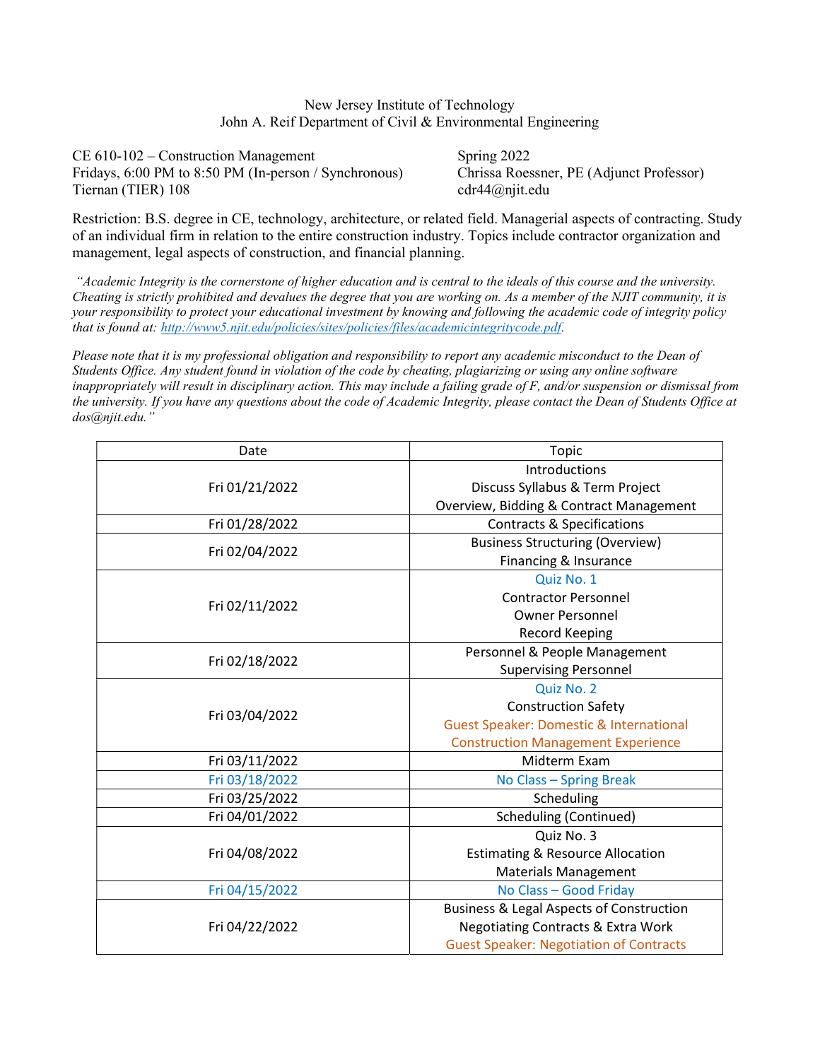New Jersey Institute of Technology
John A. Reif Department of Civil & Environmental Engineering

CE 610-102 – Construction Management
Fridays, 6:00 PM to 8:50 PM (In-person / Synchronous)
Tiernan (TIER) 108

Spring 2022
Chrissa Roessner, PE (Adjunct Professor)
cdr44@njit.edu

Restriction: B.S. degree in CE, technology, architecture, or related field. Managerial aspects of contracting. Study of an individual firm in relation to the entire construction industry. Topics include contractor organization and management, legal aspects of construction, and financial planning.

*"Academic Integrity is the cornerstone of higher education and is central to the ideals of this course and the university. Cheating is strictly prohibited and devalues the degree that you are working on. As a member of the NJIT community, it is your responsibility to protect your educational investment by knowing and following the academic code of integrity policy that is found at: [http://www5.njit.edu/policies/sites/policies/files/academicintegritycode.pdf](http://www5.njit.edu/policies/sites/policies/files/academicintegritycode.pdf).*

*Please note that it is my professional obligation and responsibility to report any academic misconduct to the Dean of Students Office. Any student found in violation of the code by cheating, plagiarizing or using any online software inappropriately will result in disciplinary action. This may include a failing grade of F, and/or suspension or dismissal from the university. If you have any questions about the code of Academic Integrity, please contact the Dean of Students Office at dos@njit.edu."*

| Date | Topic |
|---|---|
| Fri 01/21/2022 | Introductions<br>Discuss Syllabus & Term Project<br>Overview, Bidding & Contract Management |
| Fri 01/28/2022 | Contracts & Specifications |
| Fri 02/04/2022 | Business Structuring (Overview)<br>Financing & Insurance |
| Fri 02/11/2022 | Quiz No. 1<br>Contractor Personnel<br>Owner Personnel<br>Record Keeping |
| Fri 02/18/2022 | Personnel & People Management<br>Supervising Personnel |
| Fri 03/04/2022 | Quiz No. 2<br>Construction Safety<br>Guest Speaker: Domestic & International Construction Management Experience |
| Fri 03/11/2022 | Midterm Exam |
| Fri 03/18/2022 | No Class – Spring Break |
| Fri 03/25/2022 | Scheduling |
| Fri 04/01/2022 | Scheduling (Continued) |
| Fri 04/08/2022 | Quiz No. 3<br>Estimating & Resource Allocation<br>Materials Management |
| Fri 04/15/2022 | No Class – Good Friday |
| Fri 04/22/2022 | Business & Legal Aspects of Construction<br>Negotiating Contracts & Extra Work<br>Guest Speaker: Negotiation of Contracts |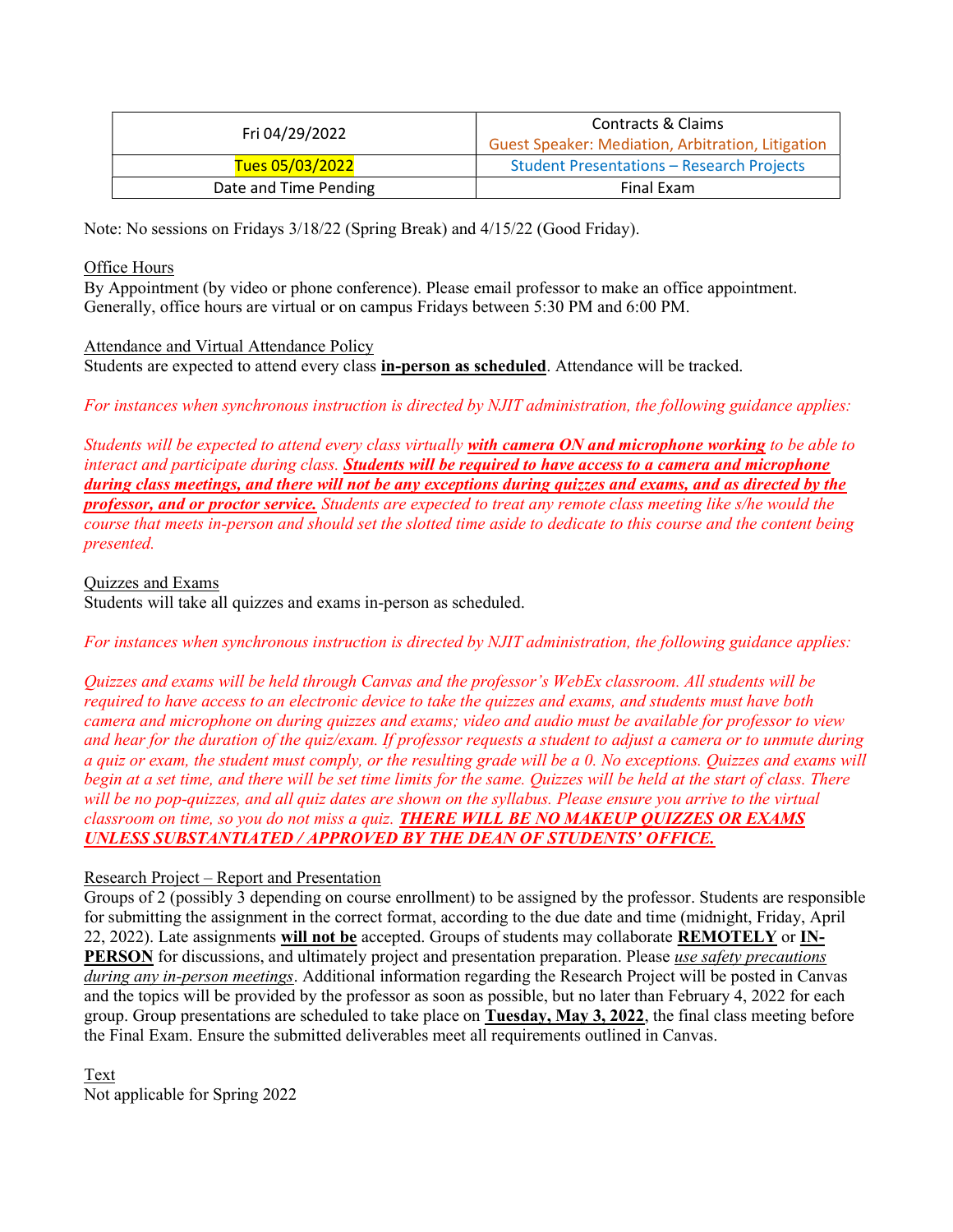| | |
|---|---|
| Fri 04/29/2022 | Contracts & Claims<br>Guest Speaker: Mediation, Arbitration, Litigation |
| Tues 05/03/2022 | Student Presentations – Research Projects |
| Date and Time Pending | Final Exam |

Note: No sessions on Fridays 3/18/22 (Spring Break) and 4/15/22 (Good Friday).

Office Hours

By Appointment (by video or phone conference). Please email professor to make an office appointment. Generally, office hours are virtual or on campus Fridays between 5:30 PM and 6:00 PM.

Attendance and Virtual Attendance Policy

Students are expected to attend every class **in-person as scheduled**. Attendance will be tracked.

*For instances when synchronous instruction is directed by NJIT administration, the following guidance applies:*

*Students will be expected to attend every class virtually* ***with camera ON and microphone working*** *to be able to interact and participate during class.* ***Students will be required to have access to a camera and microphone during class meetings, and there will not be any exceptions during quizzes and exams, and as directed by the professor, and or proctor service.*** *Students are expected to treat any remote class meeting like s/he would the course that meets in-person and should set the slotted time aside to dedicate to this course and the content being presented.*

Quizzes and Exams

Students will take all quizzes and exams in-person as scheduled.

*For instances when synchronous instruction is directed by NJIT administration, the following guidance applies:*

*Quizzes and exams will be held through Canvas and the professor's WebEx classroom. All students will be required to have access to an electronic device to take the quizzes and exams, and students must have both camera and microphone on during quizzes and exams; video and audio must be available for professor to view and hear for the duration of the quiz/exam. If professor requests a student to adjust a camera or to unmute during a quiz or exam, the student must comply, or the resulting grade will be a 0. No exceptions. Quizzes and exams will begin at a set time, and there will be set time limits for the same. Quizzes will be held at the start of class. There will be no pop-quizzes, and all quiz dates are shown on the syllabus. Please ensure you arrive to the virtual classroom on time, so you do not miss a quiz.* ***THERE WILL BE NO MAKEUP QUIZZES OR EXAMS UNLESS SUBSTANTIATED / APPROVED BY THE DEAN OF STUDENTS' OFFICE.***

Research Project – Report and Presentation

Groups of 2 (possibly 3 depending on course enrollment) to be assigned by the professor. Students are responsible for submitting the assignment in the correct format, according to the due date and time (midnight, Friday, April 22, 2022). Late assignments **will not be** accepted. Groups of students may collaborate **REMOTELY** or **IN-PERSON** for discussions, and ultimately project and presentation preparation. Please *use safety precautions during any in-person meetings*. Additional information regarding the Research Project will be posted in Canvas and the topics will be provided by the professor as soon as possible, but no later than February 4, 2022 for each group. Group presentations are scheduled to take place on **Tuesday, May 3, 2022**, the final class meeting before the Final Exam. Ensure the submitted deliverables meet all requirements outlined in Canvas.

Text

Not applicable for Spring 2022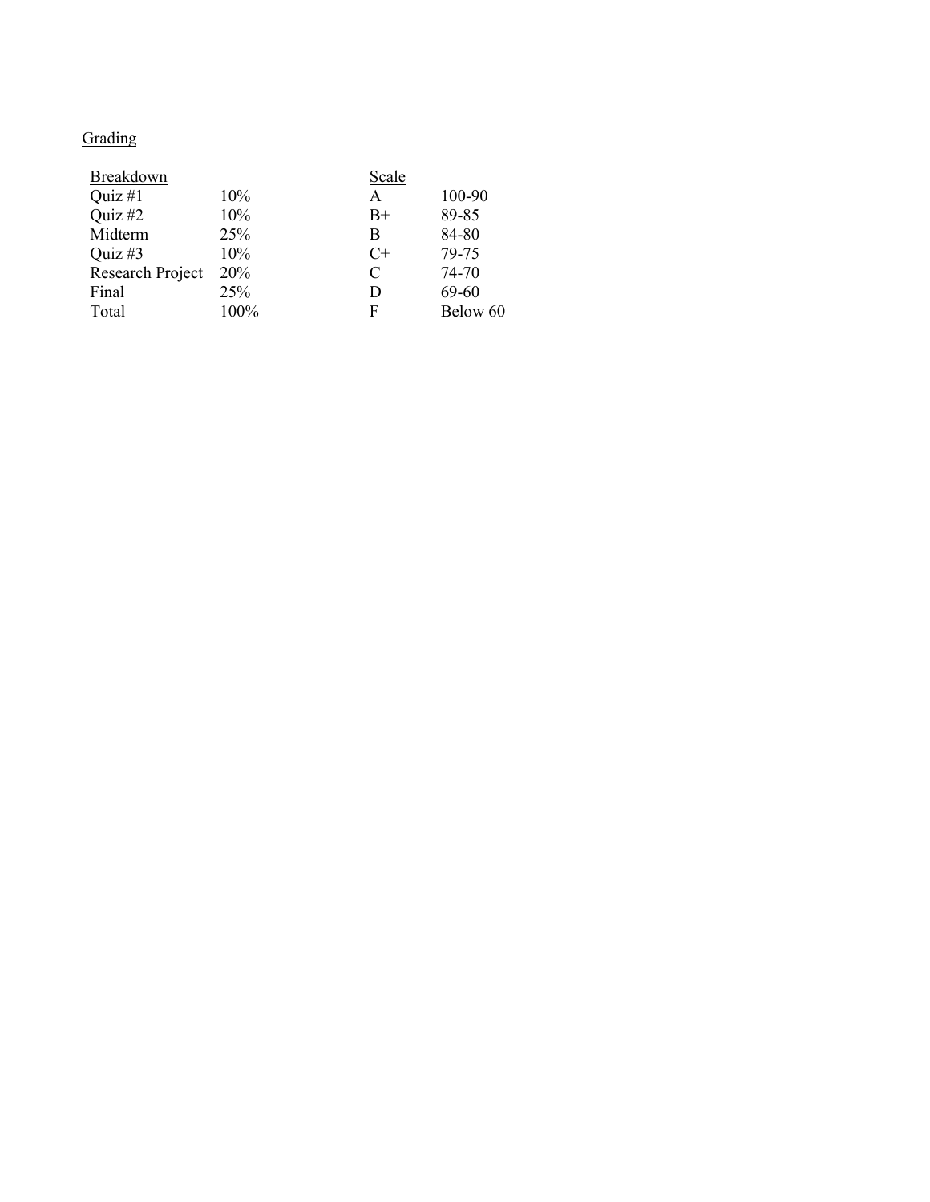Grading

| Breakdown | | Scale | |
|---|---|---|---|
| Quiz #1 | 10% | A | 100-90 |
| Quiz #2 | 10% | B+ | 89-85 |
| Midterm | 25% | B | 84-80 |
| Quiz #3 | 10% | C+ | 79-75 |
| Research Project | 20% | C | 74-70 |
| Final | 25% | D | 69-60 |
| Total | 100% | F | Below 60 |